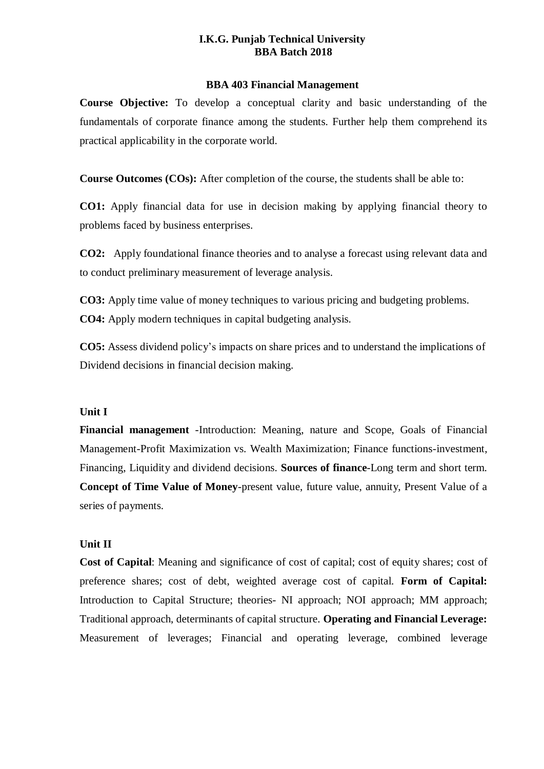# I.K.G. Punjab Technical University
## BBA Batch 2018

### BBA 403 Financial Management

**Course Objective:** To develop a conceptual clarity and basic understanding of the fundamentals of corporate finance among the students. Further help them comprehend its practical applicability in the corporate world.

**Course Outcomes (COs):** After completion of the course, the students shall be able to:

**CO1:** Apply financial data for use in decision making by applying financial theory to problems faced by business enterprises.

**CO2:** Apply foundational finance theories and to analyse a forecast using relevant data and to conduct preliminary measurement of leverage analysis.

**CO3:** Apply time value of money techniques to various pricing and budgeting problems.
**CO4:** Apply modern techniques in capital budgeting analysis.

**CO5:** Assess dividend policy's impacts on share prices and to understand the implications of Dividend decisions in financial decision making.

**Unit I**

**Financial management** -Introduction: Meaning, nature and Scope, Goals of Financial Management-Profit Maximization vs. Wealth Maximization; Finance functions-investment, Financing, Liquidity and dividend decisions. **Sources of finance**-Long term and short term. **Concept of Time Value of Money**-present value, future value, annuity, Present Value of a series of payments.

**Unit II**

**Cost of Capital**: Meaning and significance of cost of capital; cost of equity shares; cost of preference shares; cost of debt, weighted average cost of capital. **Form of Capital:** Introduction to Capital Structure; theories- NI approach; NOI approach; MM approach; Traditional approach, determinants of capital structure. **Operating and Financial Leverage:** Measurement of leverages; Financial and operating leverage, combined leverage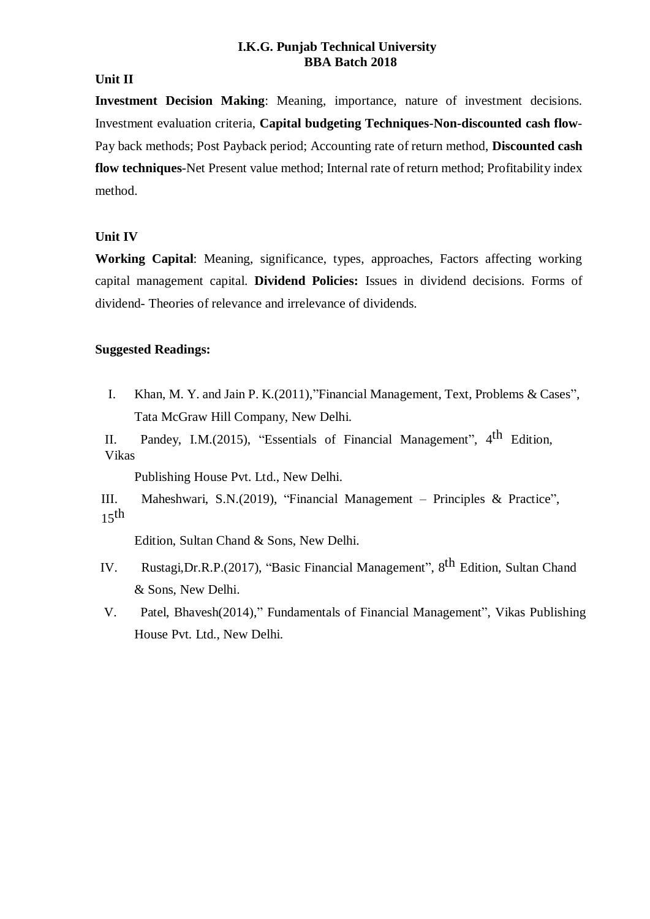**I.K.G. Punjab Technical University**
**BBA Batch 2018**

**Unit II**

**Investment Decision Making**: Meaning, importance, nature of investment decisions. Investment evaluation criteria, **Capital budgeting Techniques-Non-discounted cash flow**-Pay back methods; Post Payback period; Accounting rate of return method, **Discounted cash flow techniques**-Net Present value method; Internal rate of return method; Profitability index method.

**Unit IV**

**Working Capital**: Meaning, significance, types, approaches, Factors affecting working capital management capital. **Dividend Policies:** Issues in dividend decisions. Forms of dividend- Theories of relevance and irrelevance of dividends.

**Suggested Readings:**

I. Khan, M. Y. and Jain P. K.(2011),"Financial Management, Text, Problems & Cases", Tata McGraw Hill Company, New Delhi.

II. Pandey, I.M.(2015), "Essentials of Financial Management", 4th Edition, Vikas Publishing House Pvt. Ltd., New Delhi.

III. Maheshwari, S.N.(2019), "Financial Management – Principles & Practice", 15th Edition, Sultan Chand & Sons, New Delhi.

IV. Rustagi,Dr.R.P.(2017), "Basic Financial Management", 8th Edition, Sultan Chand & Sons, New Delhi.

V. Patel, Bhavesh(2014)," Fundamentals of Financial Management", Vikas Publishing House Pvt. Ltd., New Delhi.